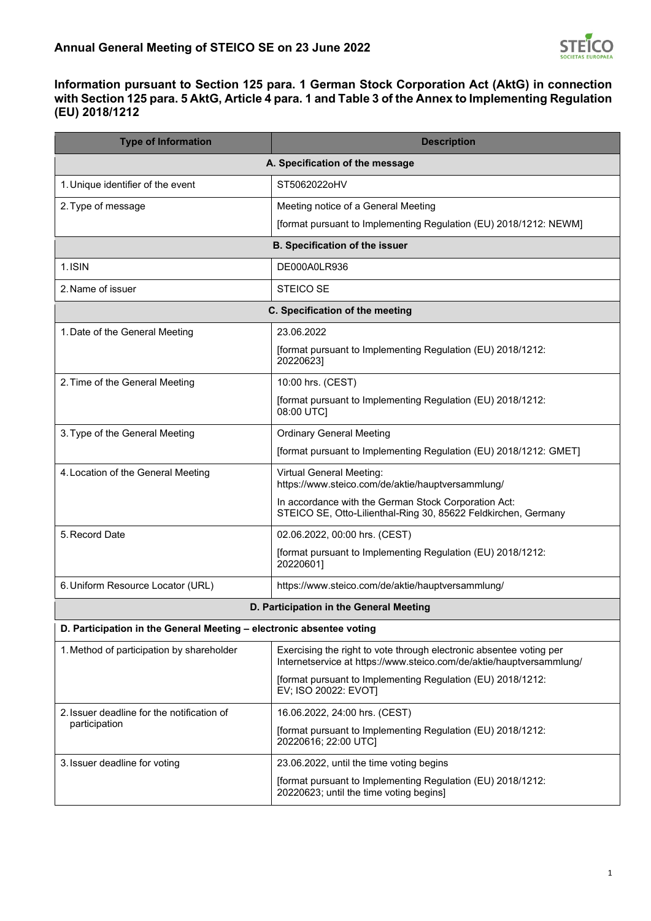# Annual General Meeting of STEICO SE on 23 June 2022

## Information pursuant to Section 125 para. 1 German Stock Corporation Act (AktG) in connection with Section 125 para. 5 AktG, Article 4 para. 1 and Table 3 of the Annex to Implementing Regulation (EU) 2018/1212

| Type of Information | Description |
|---|---|
| **A. Specification of the message** | |
| 1. Unique identifier of the event | ST5062022oHV |
| 2. Type of message | Meeting notice of a General Meeting<br>[format pursuant to Implementing Regulation (EU) 2018/1212: NEWM] |
| **B. Specification of the issuer** | |
| 1. ISIN | DE000A0LR936 |
| 2. Name of issuer | STEICO SE |
| **C. Specification of the meeting** | |
| 1. Date of the General Meeting | 23.06.2022<br>[format pursuant to Implementing Regulation (EU) 2018/1212: 20220623] |
| 2. Time of the General Meeting | 10:00 hrs. (CEST)<br>[format pursuant to Implementing Regulation (EU) 2018/1212: 08:00 UTC] |
| 3. Type of the General Meeting | Ordinary General Meeting<br>[format pursuant to Implementing Regulation (EU) 2018/1212: GMET] |
| 4. Location of the General Meeting | Virtual General Meeting: https://www.steico.com/de/aktie/hauptversammlung/<br>In accordance with the German Stock Corporation Act: STEICO SE, Otto-Lilienthal-Ring 30, 85622 Feldkirchen, Germany |
| 5. Record Date | 02.06.2022, 00:00 hrs. (CEST)<br>[format pursuant to Implementing Regulation (EU) 2018/1212: 20220601] |
| 6. Uniform Resource Locator (URL) | https://www.steico.com/de/aktie/hauptversammlung/ |
| **D. Participation in the General Meeting** | |
| **D. Participation in the General Meeting – electronic absentee voting** | |
| 1. Method of participation by shareholder | Exercising the right to vote through electronic absentee voting per Internetservice at https://www.steico.com/de/aktie/hauptversammlung/<br>[format pursuant to Implementing Regulation (EU) 2018/1212: EV; ISO 20022: EVOT] |
| 2. Issuer deadline for the notification of participation | 16.06.2022, 24:00 hrs. (CEST)<br>[format pursuant to Implementing Regulation (EU) 2018/1212: 20220616; 22:00 UTC] |
| 3. Issuer deadline for voting | 23.06.2022, until the time voting begins<br>[format pursuant to Implementing Regulation (EU) 2018/1212: 20220623; until the time voting begins] |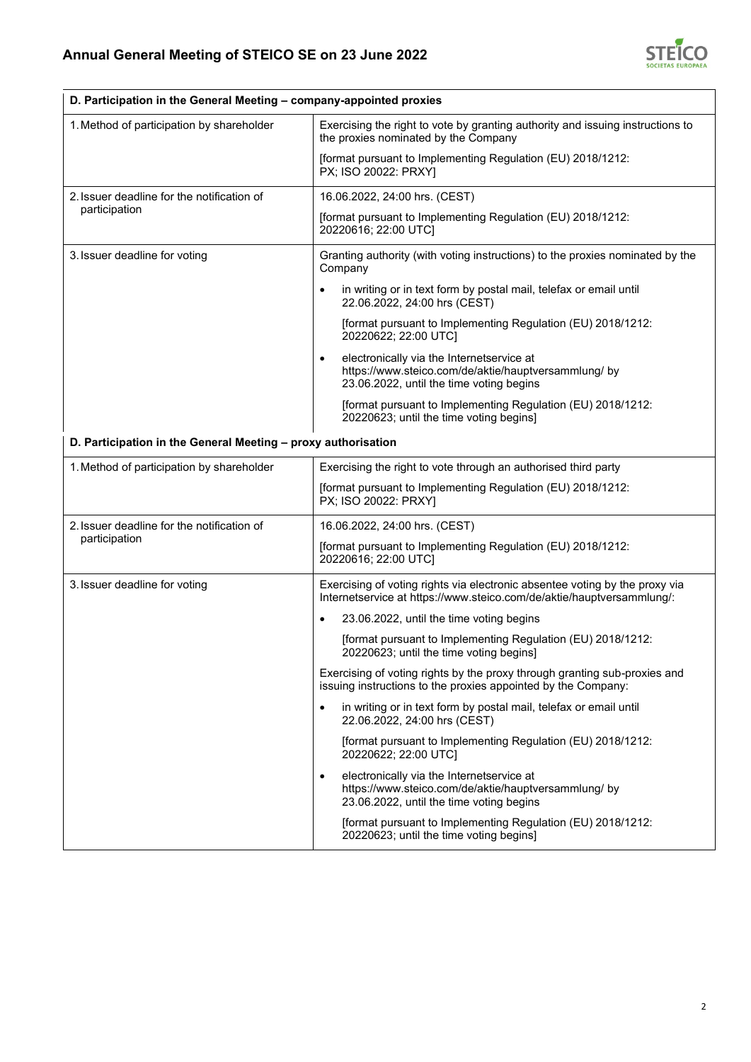| D. Participation in the General Meeting – company-appointed proxies | |
|---|---|
| 1. Method of participation by shareholder | Exercising the right to vote by granting authority and issuing instructions to the proxies nominated by the Company<br><br>[format pursuant to Implementing Regulation (EU) 2018/1212: PX; ISO 20022: PRXY] |
| 2. Issuer deadline for the notification of participation | 16.06.2022, 24:00 hrs. (CEST)<br><br>[format pursuant to Implementing Regulation (EU) 2018/1212: 20220616; 22:00 UTC] |
| 3. Issuer deadline for voting | Granting authority (with voting instructions) to the proxies nominated by the Company<br><br>• in writing or in text form by postal mail, telefax or email until 22.06.2022, 24:00 hrs (CEST)<br><br>[format pursuant to Implementing Regulation (EU) 2018/1212: 20220622; 22:00 UTC]<br><br>• electronically via the Internetservice at https://www.steico.com/de/aktie/hauptversammlung/ by 23.06.2022, until the time voting begins<br><br>[format pursuant to Implementing Regulation (EU) 2018/1212: 20220623; until the time voting begins] |

| D. Participation in the General Meeting – proxy authorisation | |
|---|---|
| 1. Method of participation by shareholder | Exercising the right to vote through an authorised third party<br><br>[format pursuant to Implementing Regulation (EU) 2018/1212: PX; ISO 20022: PRXY] |
| 2. Issuer deadline for the notification of participation | 16.06.2022, 24:00 hrs. (CEST)<br><br>[format pursuant to Implementing Regulation (EU) 2018/1212: 20220616; 22:00 UTC] |
| 3. Issuer deadline for voting | Exercising of voting rights via electronic absentee voting by the proxy via Internetservice at https://www.steico.com/de/aktie/hauptversammlung/:<br><br>• 23.06.2022, until the time voting begins<br><br>[format pursuant to Implementing Regulation (EU) 2018/1212: 20220623; until the time voting begins]<br><br>Exercising of voting rights by the proxy through granting sub-proxies and issuing instructions to the proxies appointed by the Company:<br><br>• in writing or in text form by postal mail, telefax or email until 22.06.2022, 24:00 hrs (CEST)<br><br>[format pursuant to Implementing Regulation (EU) 2018/1212: 20220622; 22:00 UTC]<br><br>• electronically via the Internetservice at https://www.steico.com/de/aktie/hauptversammlung/ by 23.06.2022, until the time voting begins<br><br>[format pursuant to Implementing Regulation (EU) 2018/1212: 20220623; until the time voting begins] |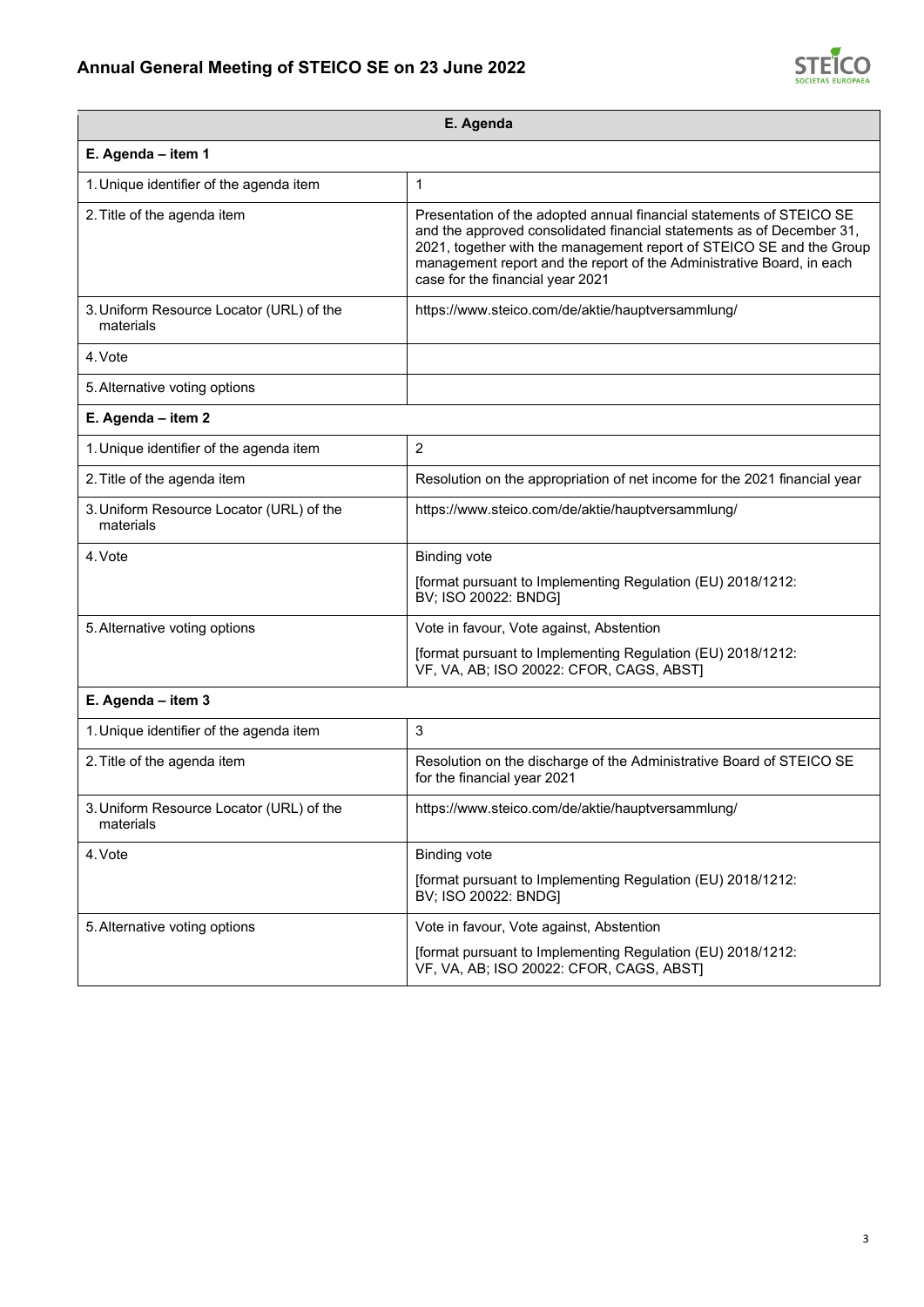| E. Agenda | |
|---|---|
| **E. Agenda – item 1** | |
| 1. Unique identifier of the agenda item | 1 |
| 2. Title of the agenda item | Presentation of the adopted annual financial statements of STEICO SE and the approved consolidated financial statements as of December 31, 2021, together with the management report of STEICO SE and the Group management report and the report of the Administrative Board, in each case for the financial year 2021 |
| 3. Uniform Resource Locator (URL) of the materials | https://www.steico.com/de/aktie/hauptversammlung/ |
| 4. Vote | |
| 5. Alternative voting options | |
| **E. Agenda – item 2** | |
| 1. Unique identifier of the agenda item | 2 |
| 2. Title of the agenda item | Resolution on the appropriation of net income for the 2021 financial year |
| 3. Uniform Resource Locator (URL) of the materials | https://www.steico.com/de/aktie/hauptversammlung/ |
| 4. Vote | Binding vote<br>[format pursuant to Implementing Regulation (EU) 2018/1212: BV; ISO 20022: BNDG] |
| 5. Alternative voting options | Vote in favour, Vote against, Abstention<br>[format pursuant to Implementing Regulation (EU) 2018/1212: VF, VA, AB; ISO 20022: CFOR, CAGS, ABST] |
| **E. Agenda – item 3** | |
| 1. Unique identifier of the agenda item | 3 |
| 2. Title of the agenda item | Resolution on the discharge of the Administrative Board of STEICO SE for the financial year 2021 |
| 3. Uniform Resource Locator (URL) of the materials | https://www.steico.com/de/aktie/hauptversammlung/ |
| 4. Vote | Binding vote<br>[format pursuant to Implementing Regulation (EU) 2018/1212: BV; ISO 20022: BNDG] |
| 5. Alternative voting options | Vote in favour, Vote against, Abstention<br>[format pursuant to Implementing Regulation (EU) 2018/1212: VF, VA, AB; ISO 20022: CFOR, CAGS, ABST] |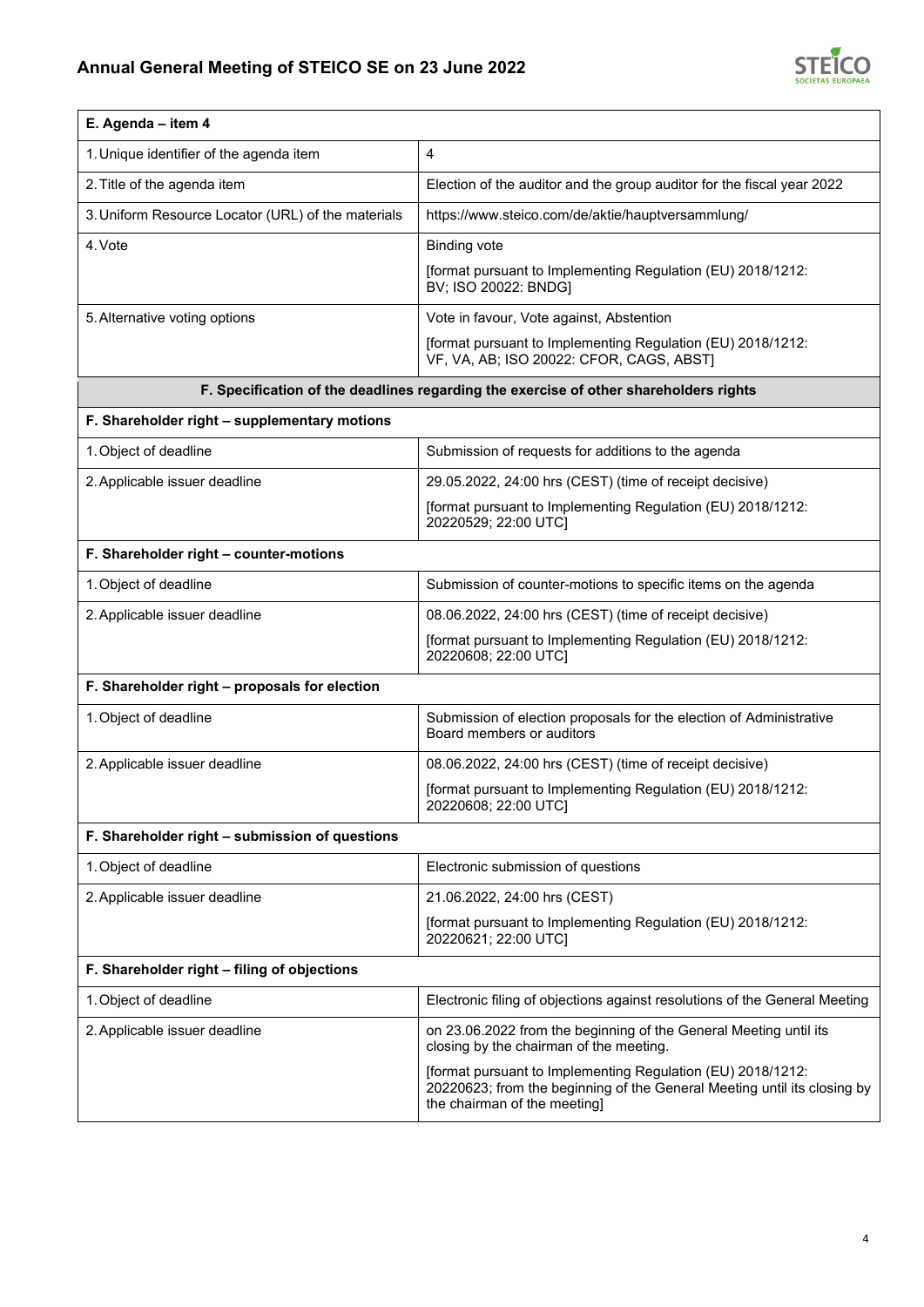| E. Agenda – item 4 | |
|---|---|
| 1. Unique identifier of the agenda item | 4 |
| 2. Title of the agenda item | Election of the auditor and the group auditor for the fiscal year 2022 |
| 3. Uniform Resource Locator (URL) of the materials | https://www.steico.com/de/aktie/hauptversammlung/ |
| 4. Vote | Binding vote<br><br>[format pursuant to Implementing Regulation (EU) 2018/1212: BV; ISO 20022: BNDG] |
| 5. Alternative voting options | Vote in favour, Vote against, Abstention<br><br>[format pursuant to Implementing Regulation (EU) 2018/1212: VF, VA, AB; ISO 20022: CFOR, CAGS, ABST] |

**F. Specification of the deadlines regarding the exercise of other shareholders rights**

| F. Shareholder right – supplementary motions | |
|---|---|
| 1. Object of deadline | Submission of requests for additions to the agenda |
| 2. Applicable issuer deadline | 29.05.2022, 24:00 hrs (CEST) (time of receipt decisive)<br><br>[format pursuant to Implementing Regulation (EU) 2018/1212: 20220529; 22:00 UTC] |

| F. Shareholder right – counter-motions | |
|---|---|
| 1. Object of deadline | Submission of counter-motions to specific items on the agenda |
| 2. Applicable issuer deadline | 08.06.2022, 24:00 hrs (CEST) (time of receipt decisive)<br><br>[format pursuant to Implementing Regulation (EU) 2018/1212: 20220608; 22:00 UTC] |

| F. Shareholder right – proposals for election | |
|---|---|
| 1. Object of deadline | Submission of election proposals for the election of Administrative Board members or auditors |
| 2. Applicable issuer deadline | 08.06.2022, 24:00 hrs (CEST) (time of receipt decisive)<br><br>[format pursuant to Implementing Regulation (EU) 2018/1212: 20220608; 22:00 UTC] |

| F. Shareholder right – submission of questions | |
|---|---|
| 1. Object of deadline | Electronic submission of questions |
| 2. Applicable issuer deadline | 21.06.2022, 24:00 hrs (CEST)<br><br>[format pursuant to Implementing Regulation (EU) 2018/1212: 20220621; 22:00 UTC] |

| F. Shareholder right – filing of objections | |
|---|---|
| 1. Object of deadline | Electronic filing of objections against resolutions of the General Meeting |
| 2. Applicable issuer deadline | on 23.06.2022 from the beginning of the General Meeting until its closing by the chairman of the meeting.<br><br>[format pursuant to Implementing Regulation (EU) 2018/1212: 20220623; from the beginning of the General Meeting until its closing by the chairman of the meeting] |